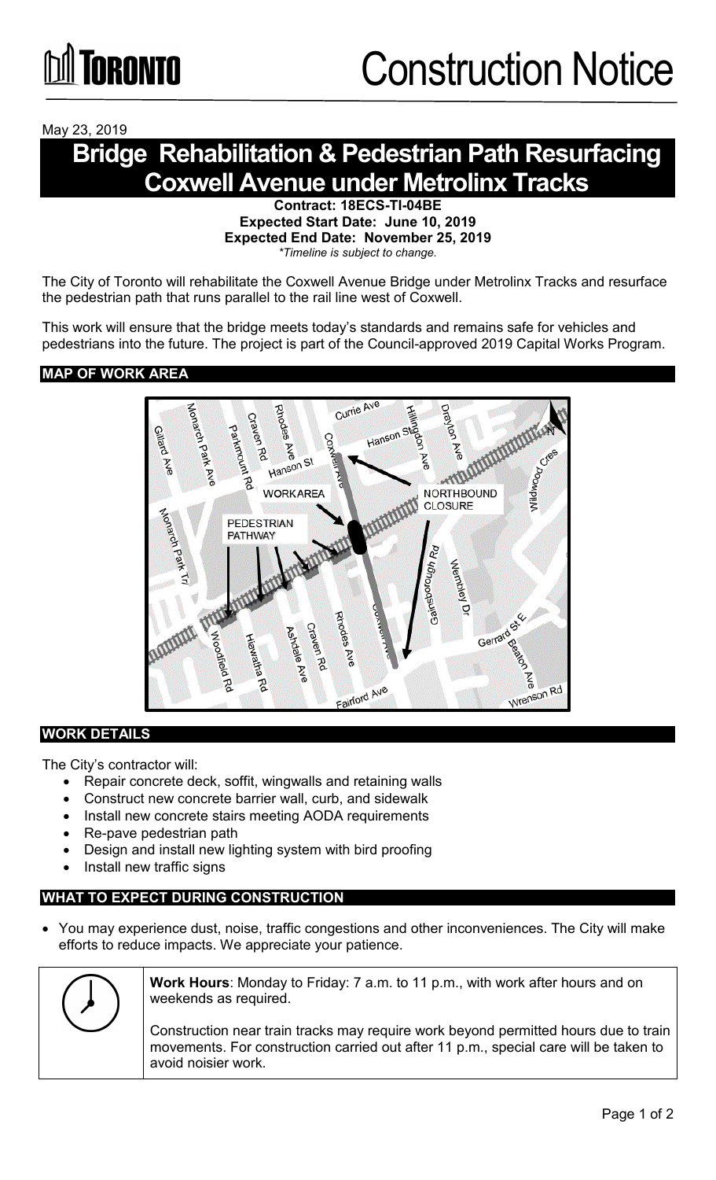TORONTO

# Construction Notice

May 23, 2019

# Bridge Rehabilitation & Pedestrian Path Resurfacing Coxwell Avenue under Metrolinx Tracks

**Contract: 18ECS-TI-04BE**
**Expected Start Date: June 10, 2019**
**Expected End Date: November 25, 2019**
*\*Timeline is subject to change.*

The City of Toronto will rehabilitate the Coxwell Avenue Bridge under Metrolinx Tracks and resurface the pedestrian path that runs parallel to the rail line west of Coxwell.

This work will ensure that the bridge meets today's standards and remains safe for vehicles and pedestrians into the future. The project is part of the Council-approved 2019 Capital Works Program.

## MAP OF WORK AREA

## WORK DETAILS

The City's contractor will:

- Repair concrete deck, soffit, wingwalls and retaining walls
- Construct new concrete barrier wall, curb, and sidewalk
- Install new concrete stairs meeting AODA requirements
- Re-pave pedestrian path
- Design and install new lighting system with bird proofing
- Install new traffic signs

## WHAT TO EXPECT DURING CONSTRUCTION

- You may experience dust, noise, traffic congestions and other inconveniences. The City will make efforts to reduce impacts. We appreciate your patience.

**Work Hours**: Monday to Friday: 7 a.m. to 11 p.m., with work after hours and on weekends as required.

Construction near train tracks may require work beyond permitted hours due to train movements. For construction carried out after 11 p.m., special care will be taken to avoid noisier work.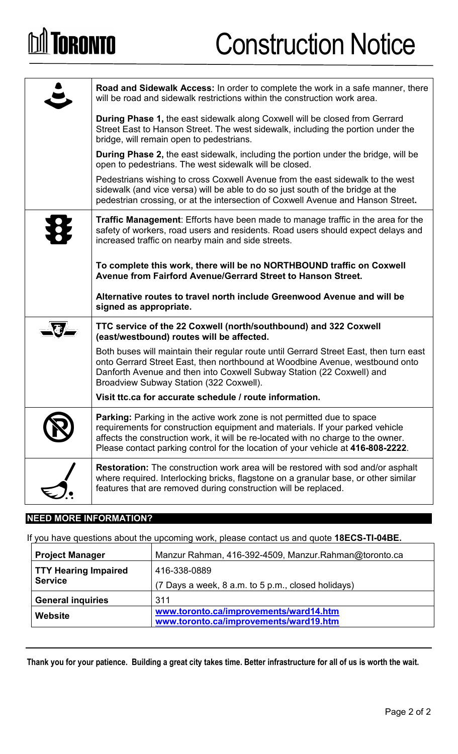# Toronto Construction Notice

**Road and Sidewalk Access:** In order to complete the work in a safe manner, there will be road and sidewalk restrictions within the construction work area.

**During Phase 1,** the east sidewalk along Coxwell will be closed from Gerrard Street East to Hanson Street. The west sidewalk, including the portion under the bridge, will remain open to pedestrians.

**During Phase 2,** the east sidewalk, including the portion under the bridge, will be open to pedestrians. The west sidewalk will be closed.

Pedestrians wishing to cross Coxwell Avenue from the east sidewalk to the west sidewalk (and vice versa) will be able to do so just south of the bridge at the pedestrian crossing, or at the intersection of Coxwell Avenue and Hanson Street**.**

**Traffic Management**: Efforts have been made to manage traffic in the area for the safety of workers, road users and residents. Road users should expect delays and increased traffic on nearby main and side streets.

**To complete this work, there will be no NORTHBOUND traffic on Coxwell Avenue from Fairford Avenue/Gerrard Street to Hanson Street.**

**Alternative routes to travel north include Greenwood Avenue and will be signed as appropriate.**

**TTC service of the 22 Coxwell (north/southbound) and 322 Coxwell (east/westbound) routes will be affected.**

Both buses will maintain their regular route until Gerrard Street East, then turn east onto Gerrard Street East, then northbound at Woodbine Avenue, westbound onto Danforth Avenue and then into Coxwell Subway Station (22 Coxwell) and Broadview Subway Station (322 Coxwell).

**Visit ttc.ca for accurate schedule / route information.**

**Parking:** Parking in the active work zone is not permitted due to space requirements for construction equipment and materials. If your parked vehicle affects the construction work, it will be re-located with no charge to the owner. Please contact parking control for the location of your vehicle at **416-808-2222**.

**Restoration:** The construction work area will be restored with sod and/or asphalt where required. Interlocking bricks, flagstone on a granular base, or other similar features that are removed during construction will be replaced.

## NEED MORE INFORMATION?

If you have questions about the upcoming work, please contact us and quote **18ECS-TI-04BE.**

| | |
|---|---|
| **Project Manager** | Manzur Rahman, 416-392-4509, Manzur.Rahman@toronto.ca |
| **TTY Hearing Impaired Service** | 416-338-0889<br>(7 Days a week, 8 a.m. to 5 p.m., closed holidays) |
| **General inquiries** | 311 |
| **Website** | www.toronto.ca/improvements/ward14.htm<br>www.toronto.ca/improvements/ward19.htm |

**Thank you for your patience. Building a great city takes time. Better infrastructure for all of us is worth the wait.**